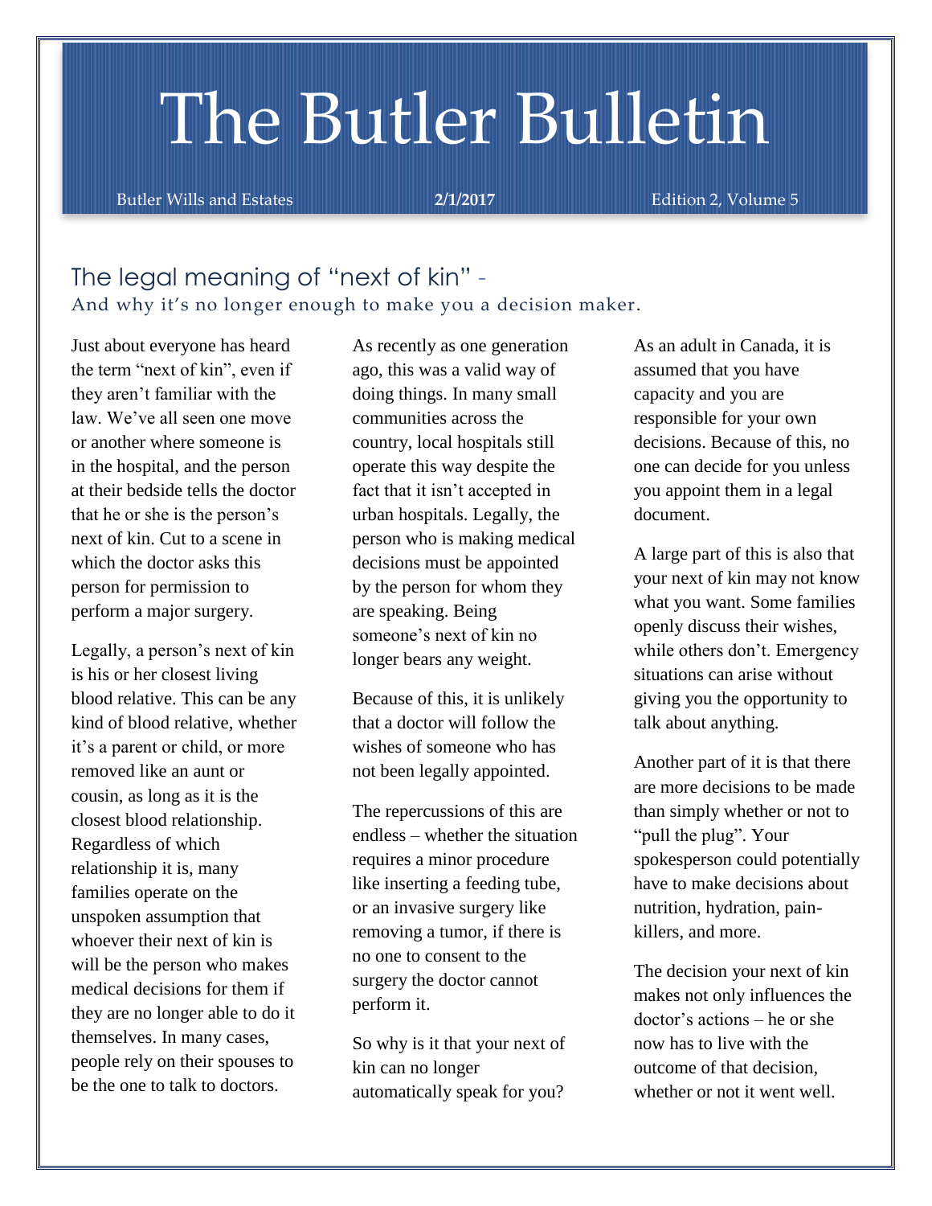# The Butler Bulletin

Butler Wills and Estates **2/1/2017** Edition 2, Volume 5

## The legal meaning of "next of kin" - And why it's no longer enough to make you a decision maker.

Just about everyone has heard the term "next of kin", even if they aren't familiar with the law. We've all seen one move or another where someone is in the hospital, and the person at their bedside tells the doctor that he or she is the person's next of kin. Cut to a scene in which the doctor asks this person for permission to perform a major surgery.

Legally, a person's next of kin is his or her closest living blood relative. This can be any kind of blood relative, whether it's a parent or child, or more removed like an aunt or cousin, as long as it is the closest blood relationship. Regardless of which relationship it is, many families operate on the unspoken assumption that whoever their next of kin is will be the person who makes medical decisions for them if they are no longer able to do it themselves. In many cases, people rely on their spouses to be the one to talk to doctors.

As recently as one generation ago, this was a valid way of doing things. In many small communities across the country, local hospitals still operate this way despite the fact that it isn't accepted in urban hospitals. Legally, the person who is making medical decisions must be appointed by the person for whom they are speaking. Being someone's next of kin no longer bears any weight.

Because of this, it is unlikely that a doctor will follow the wishes of someone who has not been legally appointed.

The repercussions of this are endless – whether the situation requires a minor procedure like inserting a feeding tube, or an invasive surgery like removing a tumor, if there is no one to consent to the surgery the doctor cannot perform it.

So why is it that your next of kin can no longer automatically speak for you?

As an adult in Canada, it is assumed that you have capacity and you are responsible for your own decisions. Because of this, no one can decide for you unless you appoint them in a legal document.

A large part of this is also that your next of kin may not know what you want. Some families openly discuss their wishes, while others don't. Emergency situations can arise without giving you the opportunity to talk about anything.

Another part of it is that there are more decisions to be made than simply whether or not to "pull the plug". Your spokesperson could potentially have to make decisions about nutrition, hydration, pain-killers, and more.

The decision your next of kin makes not only influences the doctor's actions – he or she now has to live with the outcome of that decision, whether or not it went well.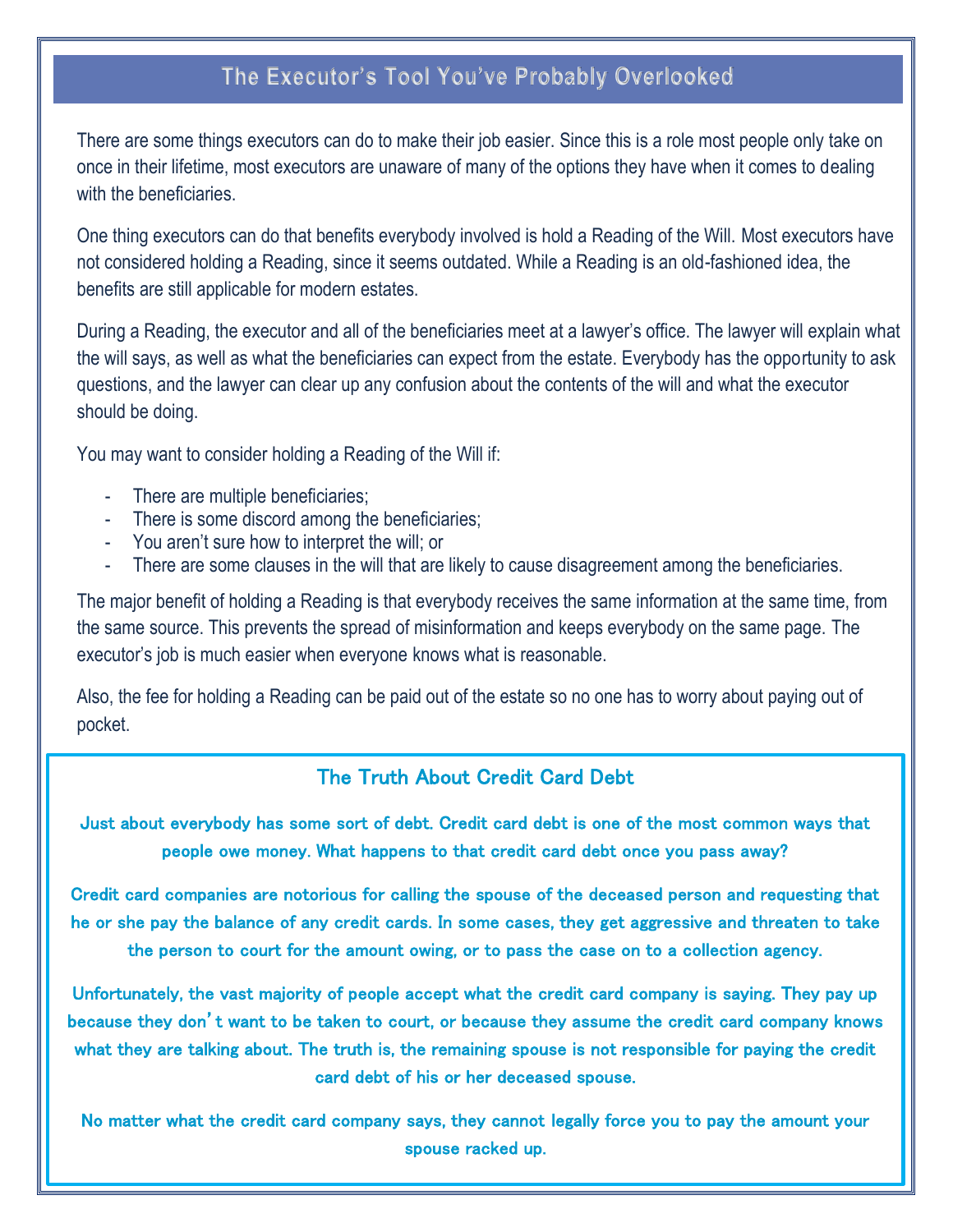## The Executor's Tool You've Probably Overlooked

There are some things executors can do to make their job easier. Since this is a role most people only take on once in their lifetime, most executors are unaware of many of the options they have when it comes to dealing with the beneficiaries.

One thing executors can do that benefits everybody involved is hold a Reading of the Will. Most executors have not considered holding a Reading, since it seems outdated. While a Reading is an old-fashioned idea, the benefits are still applicable for modern estates.

During a Reading, the executor and all of the beneficiaries meet at a lawyer's office. The lawyer will explain what the will says, as well as what the beneficiaries can expect from the estate. Everybody has the opportunity to ask questions, and the lawyer can clear up any confusion about the contents of the will and what the executor should be doing.

You may want to consider holding a Reading of the Will if:

- There are multiple beneficiaries;
- There is some discord among the beneficiaries;
- You aren't sure how to interpret the will; or
- There are some clauses in the will that are likely to cause disagreement among the beneficiaries.

The major benefit of holding a Reading is that everybody receives the same information at the same time, from the same source. This prevents the spread of misinformation and keeps everybody on the same page. The executor's job is much easier when everyone knows what is reasonable.

Also, the fee for holding a Reading can be paid out of the estate so no one has to worry about paying out of pocket.

## The Truth About Credit Card Debt

Just about everybody has some sort of debt. Credit card debt is one of the most common ways that people owe money. What happens to that credit card debt once you pass away?

Credit card companies are notorious for calling the spouse of the deceased person and requesting that he or she pay the balance of any credit cards. In some cases, they get aggressive and threaten to take the person to court for the amount owing, or to pass the case on to a collection agency.

Unfortunately, the vast majority of people accept what the credit card company is saying. They pay up because they don't want to be taken to court, or because they assume the credit card company knows what they are talking about. The truth is, the remaining spouse is not responsible for paying the credit card debt of his or her deceased spouse.

No matter what the credit card company says, they cannot legally force you to pay the amount your spouse racked up.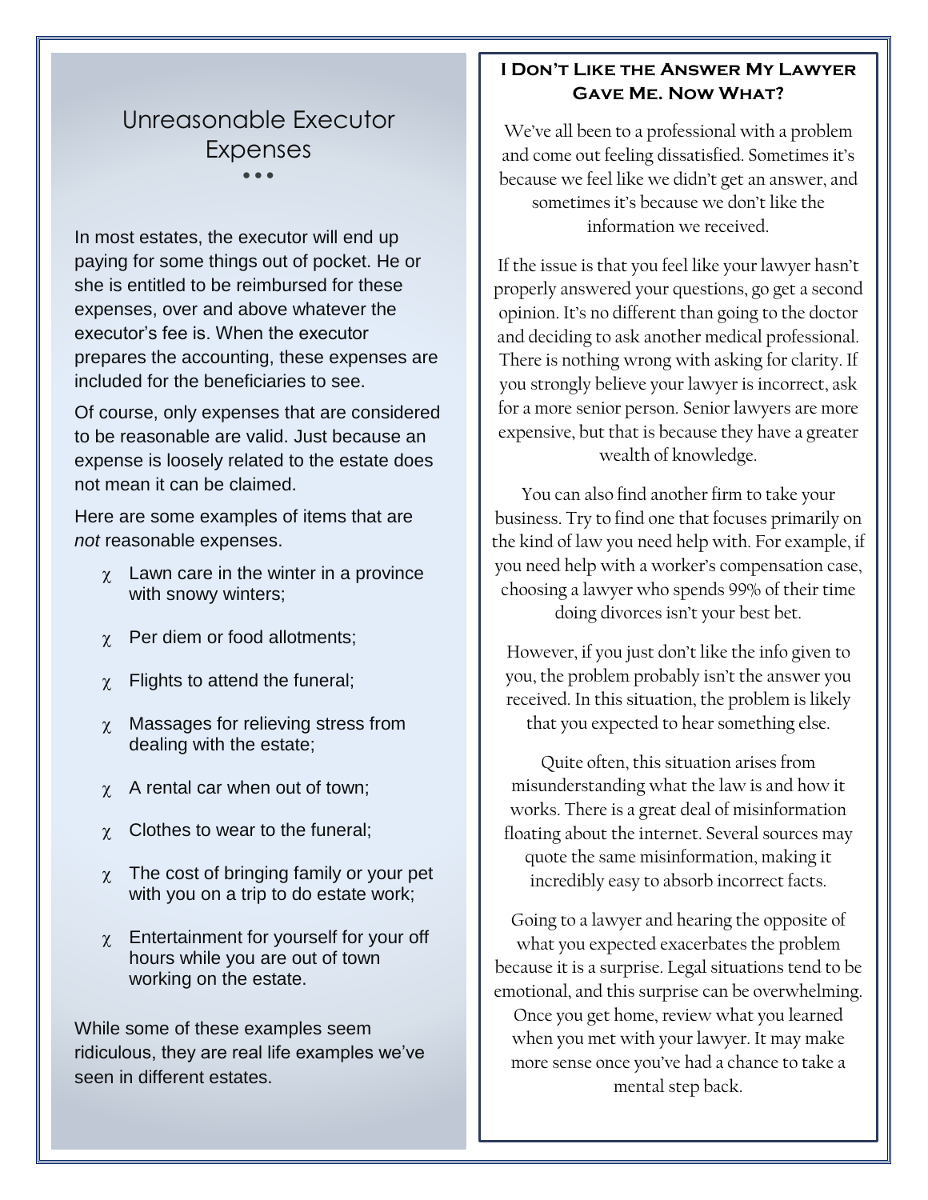## Unreasonable Executor Expenses

In most estates, the executor will end up paying for some things out of pocket. He or she is entitled to be reimbursed for these expenses, over and above whatever the executor's fee is. When the executor prepares the accounting, these expenses are included for the beneficiaries to see.

Of course, only expenses that are considered to be reasonable are valid. Just because an expense is loosely related to the estate does not mean it can be claimed.

Here are some examples of items that are *not* reasonable expenses.

- Lawn care in the winter in a province with snowy winters;
- Per diem or food allotments;
- Flights to attend the funeral;
- Massages for relieving stress from dealing with the estate;
- A rental car when out of town;
- Clothes to wear to the funeral;
- The cost of bringing family or your pet with you on a trip to do estate work;
- Entertainment for yourself for your off hours while you are out of town working on the estate.

While some of these examples seem ridiculous, they are real life examples we've seen in different estates.

## I Don't Like the Answer My Lawyer Gave Me. Now What?

We've all been to a professional with a problem and come out feeling dissatisfied. Sometimes it's because we feel like we didn't get an answer, and sometimes it's because we don't like the information we received.

If the issue is that you feel like your lawyer hasn't properly answered your questions, go get a second opinion. It's no different than going to the doctor and deciding to ask another medical professional. There is nothing wrong with asking for clarity. If you strongly believe your lawyer is incorrect, ask for a more senior person. Senior lawyers are more expensive, but that is because they have a greater wealth of knowledge.

You can also find another firm to take your business. Try to find one that focuses primarily on the kind of law you need help with. For example, if you need help with a worker's compensation case, choosing a lawyer who spends 99% of their time doing divorces isn't your best bet.

However, if you just don't like the info given to you, the problem probably isn't the answer you received. In this situation, the problem is likely that you expected to hear something else.

Quite often, this situation arises from misunderstanding what the law is and how it works. There is a great deal of misinformation floating about the internet. Several sources may quote the same misinformation, making it incredibly easy to absorb incorrect facts.

Going to a lawyer and hearing the opposite of what you expected exacerbates the problem because it is a surprise. Legal situations tend to be emotional, and this surprise can be overwhelming. Once you get home, review what you learned when you met with your lawyer. It may make more sense once you've had a chance to take a mental step back.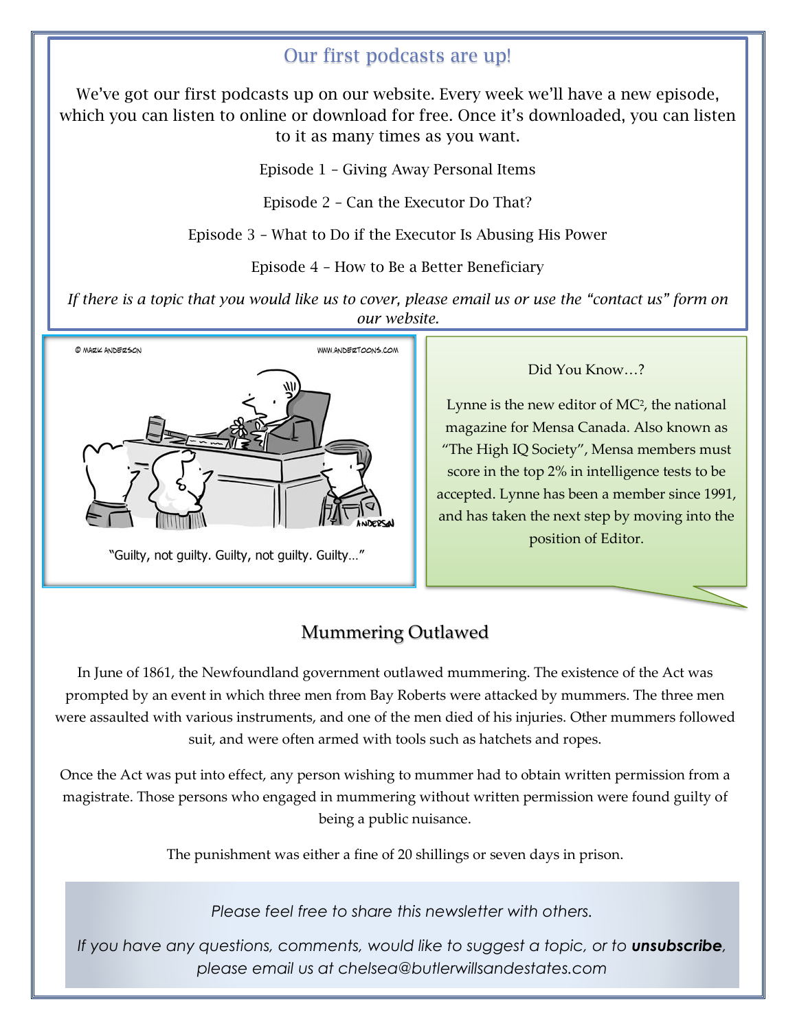## Our first podcasts are up!

We've got our first podcasts up on our website. Every week we'll have a new episode, which you can listen to online or download for free. Once it's downloaded, you can listen to it as many times as you want.

Episode 1 – Giving Away Personal Items

Episode 2 – Can the Executor Do That?

Episode 3 – What to Do if the Executor Is Abusing His Power

Episode 4 – How to Be a Better Beneficiary

*If there is a topic that you would like us to cover, please email us or use the "contact us" form on our website.*

© MARK ANDERSON WWW.ANDERTOONS.COM

"Guilty, not guilty. Guilty, not guilty. Guilty…"

Did You Know…?

Lynne is the new editor of MC², the national magazine for Mensa Canada. Also known as "The High IQ Society", Mensa members must score in the top 2% in intelligence tests to be accepted. Lynne has been a member since 1991, and has taken the next step by moving into the position of Editor.

## Mummering Outlawed

In June of 1861, the Newfoundland government outlawed mummering. The existence of the Act was prompted by an event in which three men from Bay Roberts were attacked by mummers. The three men were assaulted with various instruments, and one of the men died of his injuries. Other mummers followed suit, and were often armed with tools such as hatchets and ropes.

Once the Act was put into effect, any person wishing to mummer had to obtain written permission from a magistrate. Those persons who engaged in mummering without written permission were found guilty of being a public nuisance.

The punishment was either a fine of 20 shillings or seven days in prison.

*Please feel free to share this newsletter with others.*

*If you have any questions, comments, would like to suggest a topic, or to **unsubscribe**, please email us at chelsea@butlerwillsandestates.com*